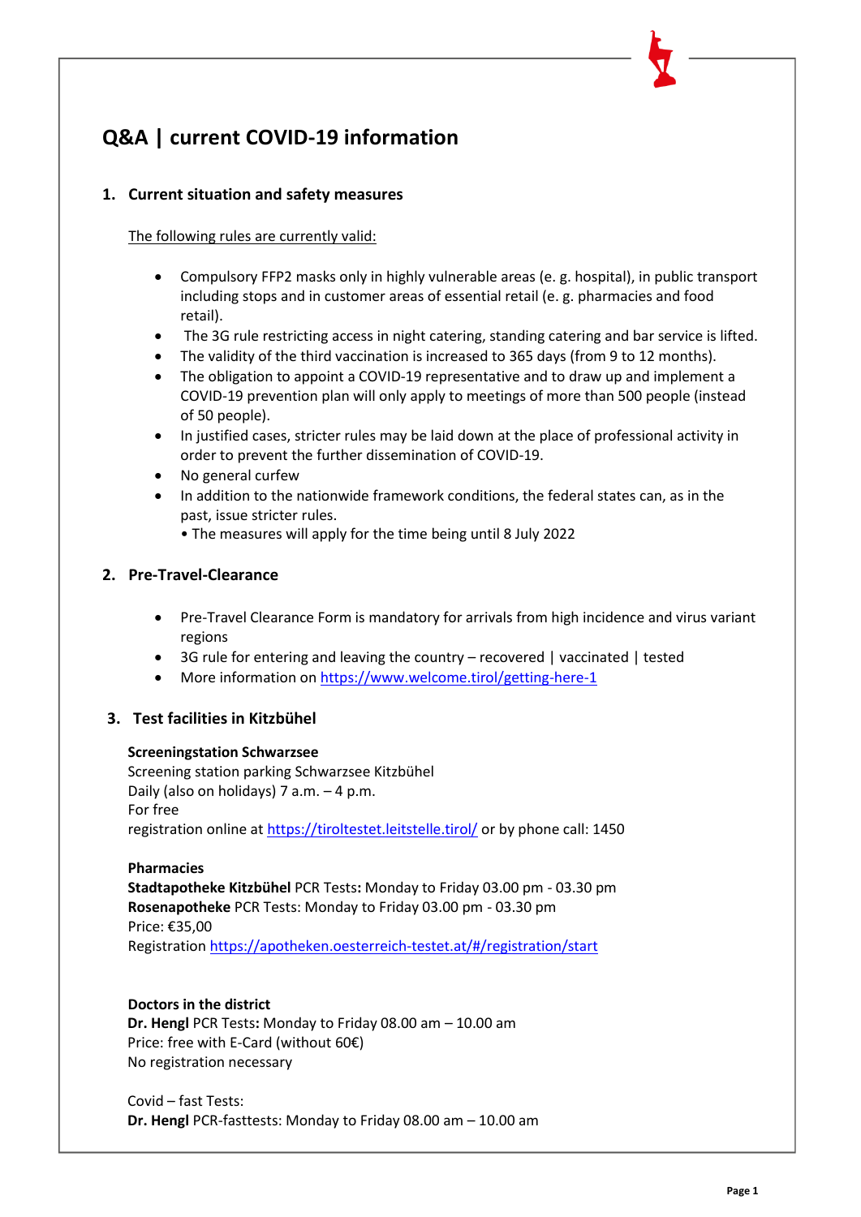# Q&A | current COVID-19 information

## 1. Current situation and safety measures

The following rules are currently valid:

- Compulsory FFP2 masks only in highly vulnerable areas (e. g. hospital), in public transport including stops and in customer areas of essential retail (e. g. pharmacies and food retail).
- The 3G rule restricting access in night catering, standing catering and bar service is lifted.
- The validity of the third vaccination is increased to 365 days (from 9 to 12 months).
- The obligation to appoint a COVID-19 representative and to draw up and implement a COVID-19 prevention plan will only apply to meetings of more than 500 people (instead of 50 people).
- In justified cases, stricter rules may be laid down at the place of professional activity in order to prevent the further dissemination of COVID-19.
- No general curfew
- In addition to the nationwide framework conditions, the federal states can, as in the past, issue stricter rules.
  • The measures will apply for the time being until 8 July 2022

## 2. Pre-Travel-Clearance

- Pre-Travel Clearance Form is mandatory for arrivals from high incidence and virus variant regions
- 3G rule for entering and leaving the country – recovered | vaccinated | tested
- More information on https://www.welcome.tirol/getting-here-1

## 3. Test facilities in Kitzbühel

**Screeningstation Schwarzsee**
Screening station parking Schwarzsee Kitzbühel
Daily (also on holidays) 7 a.m. – 4 p.m.
For free
registration online at https://tiroltestet.leitstelle.tirol/ or by phone call: 1450

**Pharmacies**
**Stadtapotheke Kitzbühel** PCR Tests**:** Monday to Friday 03.00 pm - 03.30 pm
**Rosenapotheke** PCR Tests: Monday to Friday 03.00 pm - 03.30 pm
Price: €35,00
Registration https://apotheken.oesterreich-testet.at/#/registration/start

**Doctors in the district**
**Dr. Hengl** PCR Tests**:** Monday to Friday 08.00 am – 10.00 am
Price: free with E-Card (without 60€)
No registration necessary

Covid – fast Tests:
**Dr. Hengl** PCR-fasttests: Monday to Friday 08.00 am – 10.00 am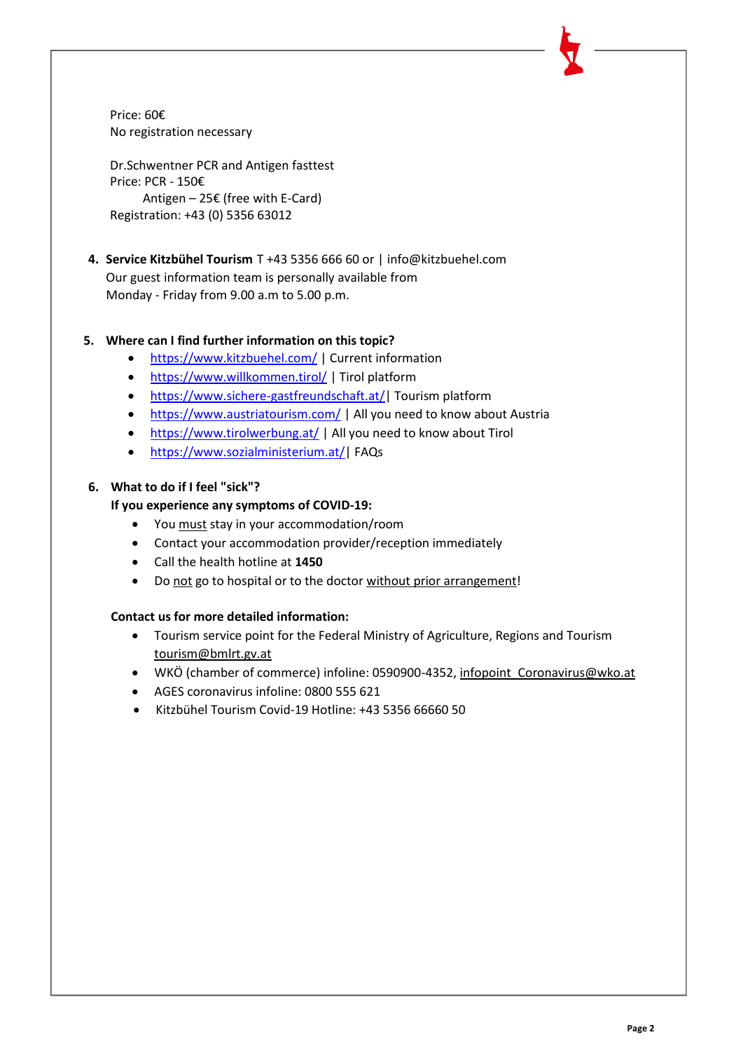Price: 60€
No registration necessary

Dr.Schwentner PCR and Antigen fasttest
Price: PCR - 150€
Antigen – 25€ (free with E-Card)
Registration: +43 (0) 5356 63012

4. **Service Kitzbühel Tourism** T +43 5356 666 60 or | info@kitzbuehel.com
   Our guest information team is personally available from
   Monday - Friday from 9.00 a.m to 5.00 p.m.

5. **Where can I find further information on this topic?**
   - https://www.kitzbuehel.com/ | Current information
   - https://www.willkommen.tirol/ | Tirol platform
   - https://www.sichere-gastfreundschaft.at/| Tourism platform
   - https://www.austriatourism.com/ | All you need to know about Austria
   - https://www.tirolwerbung.at/ | All you need to know about Tirol
   - https://www.sozialministerium.at/| FAQs

6. **What to do if I feel "sick"?**
   **If you experience any symptoms of COVID-19:**
   - You must stay in your accommodation/room
   - Contact your accommodation provider/reception immediately
   - Call the health hotline at **1450**
   - Do not go to hospital or to the doctor without prior arrangement!

**Contact us for more detailed information:**

- Tourism service point for the Federal Ministry of Agriculture, Regions and Tourism tourism@bmlrt.gv.at
- WKÖ (chamber of commerce) infoline: 0590900-4352, infopoint_Coronavirus@wko.at
- AGES coronavirus infoline: 0800 555 621
- Kitzbühel Tourism Covid-19 Hotline: +43 5356 66660 50